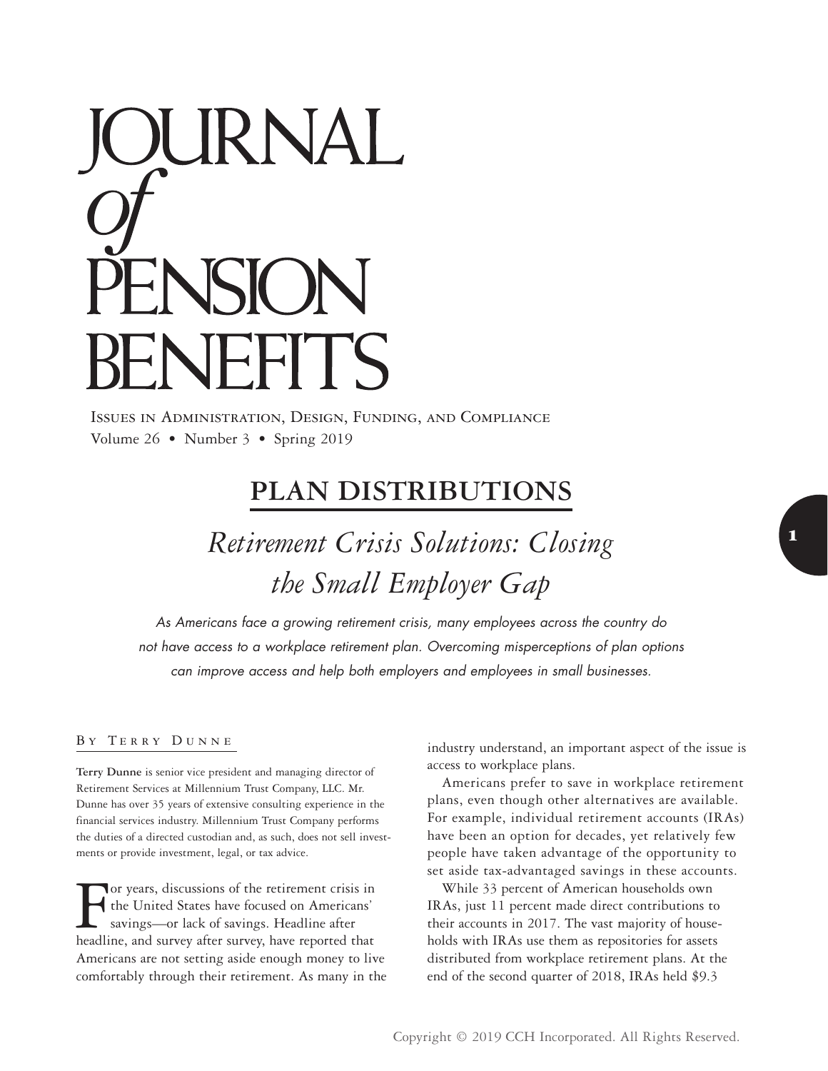# JOURNAL *of* PENSION BENEFITS

ISSUES IN ADMINISTRATION, DESIGN, FUNDING, AND COMPLIANCE
Volume 26 • Number 3 • Spring 2019

## PLAN DISTRIBUTIONS

## *Retirement Crisis Solutions: Closing the Small Employer Gap*

*As Americans face a growing retirement crisis, many employees across the country do not have access to a workplace retirement plan. Overcoming misperceptions of plan options can improve access and help both employers and employees in small businesses.*

BY TERRY DUNNE

**Terry Dunne** is senior vice president and managing director of Retirement Services at Millennium Trust Company, LLC. Mr. Dunne has over 35 years of extensive consulting experience in the financial services industry. Millennium Trust Company performs the duties of a directed custodian and, as such, does not sell investments or provide investment, legal, or tax advice.

For years, discussions of the retirement crisis in the United States have focused on Americans' savings—or lack of savings. Headline after headline, and survey after survey, have reported that Americans are not setting aside enough money to live comfortably through their retirement. As many in the industry understand, an important aspect of the issue is access to workplace plans.

Americans prefer to save in workplace retirement plans, even though other alternatives are available. For example, individual retirement accounts (IRAs) have been an option for decades, yet relatively few people have taken advantage of the opportunity to set aside tax-advantaged savings in these accounts.

While 33 percent of American households own IRAs, just 11 percent made direct contributions to their accounts in 2017. The vast majority of households with IRAs use them as repositories for assets distributed from workplace retirement plans. At the end of the second quarter of 2018, IRAs held $9.3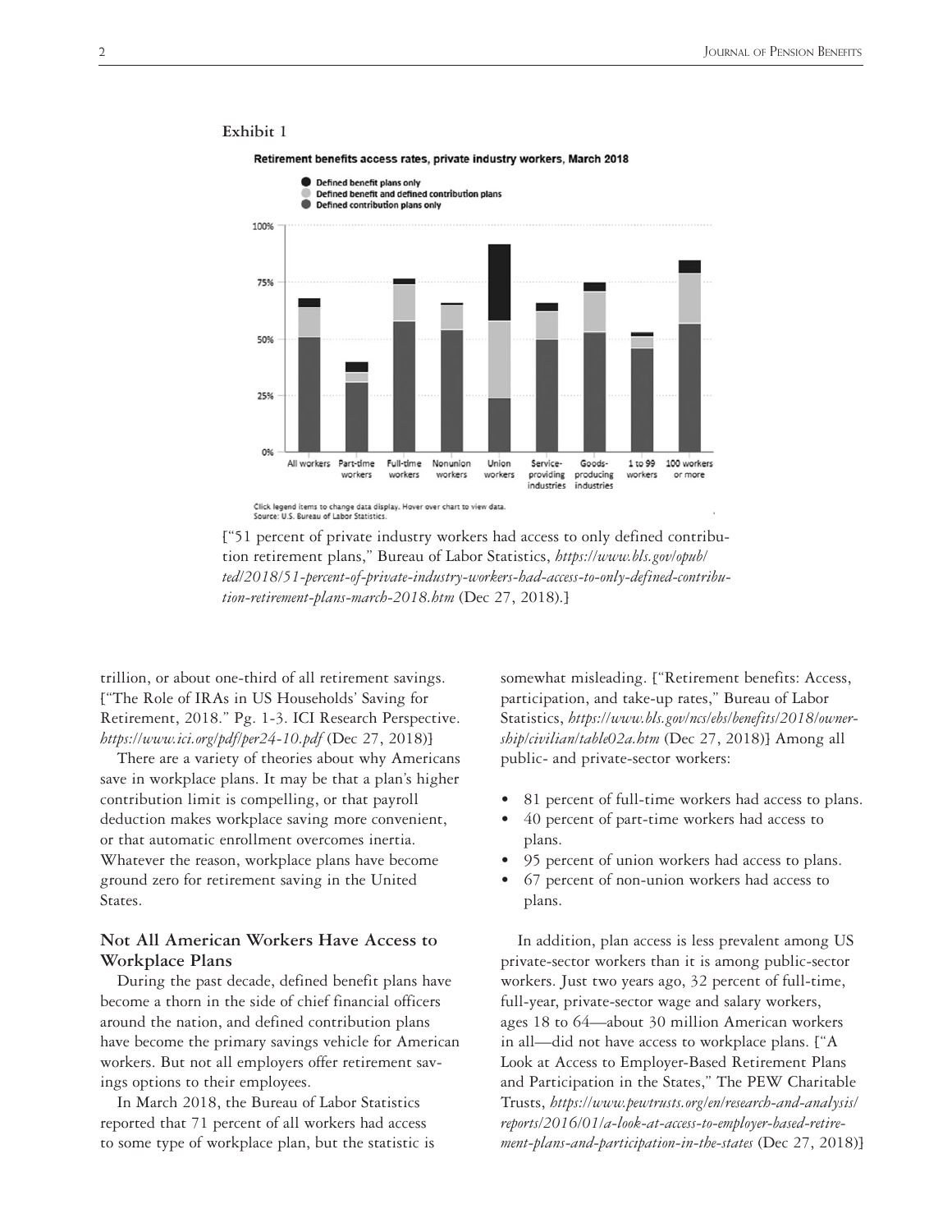**Exhibit 1**

**Retirement benefits access rates, private industry workers, March 2018**

- Defined benefit plans only
- Defined benefit and defined contribution plans
- Defined contribution plans only

Click legend items to change data display. Hover over chart to view data.
Source: U.S. Bureau of Labor Statistics.

["51 percent of private industry workers had access to only defined contribution retirement plans," Bureau of Labor Statistics, *https://www.bls.gov/opub/ted/2018/51-percent-of-private-industry-workers-had-access-to-only-defined-contribution-retirement-plans-march-2018.htm* (Dec 27, 2018).]

trillion, or about one-third of all retirement savings. ["The Role of IRAs in US Households' Saving for Retirement, 2018." Pg. 1-3. ICI Research Perspective. *https://www.ici.org/pdf/per24-10.pdf* (Dec 27, 2018)]

There are a variety of theories about why Americans save in workplace plans. It may be that a plan's higher contribution limit is compelling, or that payroll deduction makes workplace saving more convenient, or that automatic enrollment overcomes inertia. Whatever the reason, workplace plans have become ground zero for retirement saving in the United States.

## Not All American Workers Have Access to Workplace Plans

During the past decade, defined benefit plans have become a thorn in the side of chief financial officers around the nation, and defined contribution plans have become the primary savings vehicle for American workers. But not all employers offer retirement savings options to their employees.

In March 2018, the Bureau of Labor Statistics reported that 71 percent of all workers had access to some type of workplace plan, but the statistic is somewhat misleading. ["Retirement benefits: Access, participation, and take-up rates," Bureau of Labor Statistics, *https://www.bls.gov/ncs/ebs/benefits/2018/ownership/civilian/table02a.htm* (Dec 27, 2018)] Among all public- and private-sector workers:

- 81 percent of full-time workers had access to plans.
- 40 percent of part-time workers had access to plans.
- 95 percent of union workers had access to plans.
- 67 percent of non-union workers had access to plans.

In addition, plan access is less prevalent among US private-sector workers than it is among public-sector workers. Just two years ago, 32 percent of full-time, full-year, private-sector wage and salary workers, ages 18 to 64—about 30 million American workers in all—did not have access to workplace plans. ["A Look at Access to Employer-Based Retirement Plans and Participation in the States," The PEW Charitable Trusts, *https://www.pewtrusts.org/en/research-and-analysis/reports/2016/01/a-look-at-access-to-employer-based-retirement-plans-and-participation-in-the-states* (Dec 27, 2018)]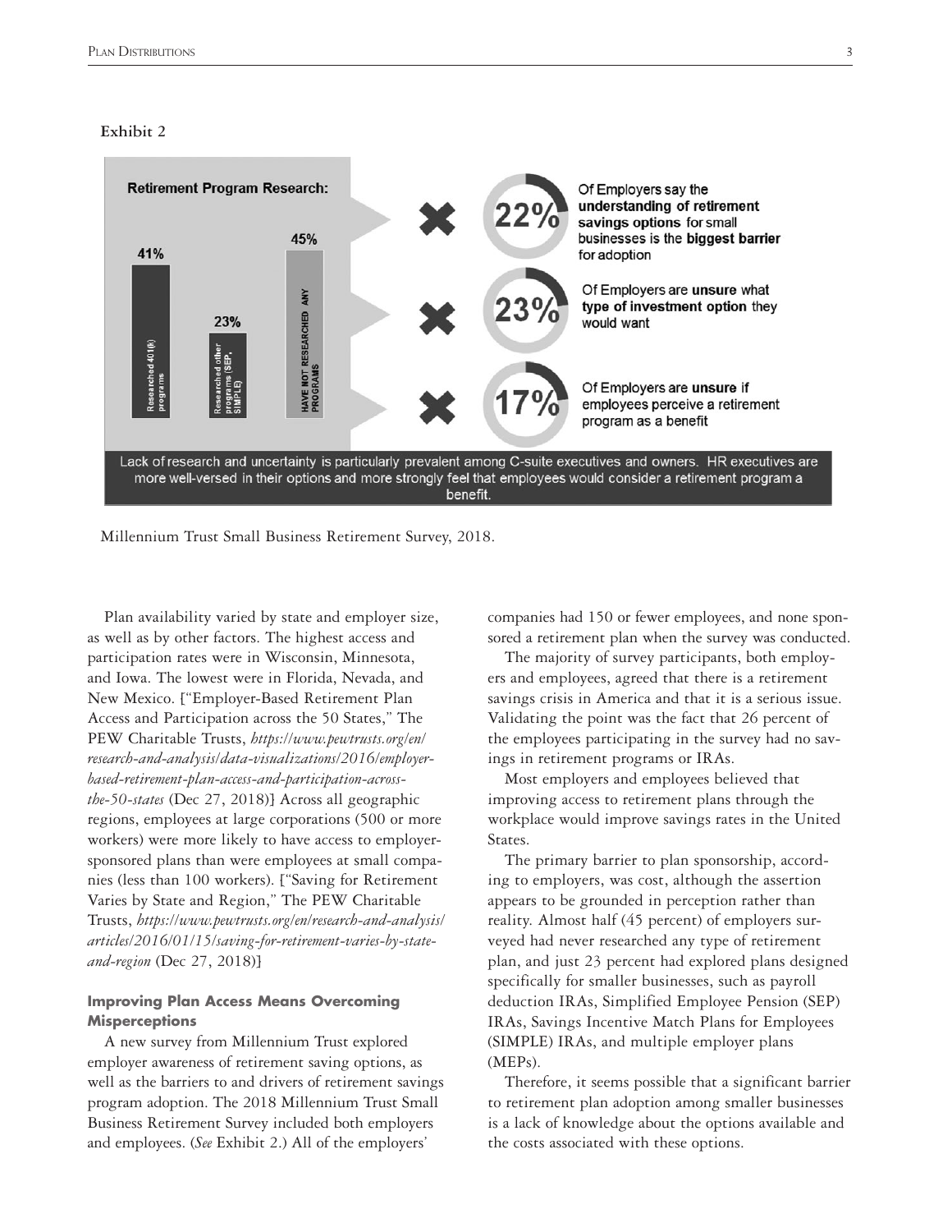**Exhibit 2**

**Retirement Program Research:**

41% Researched 401(k) programs

23% Researched other programs (SEP, SIMPLE)

45% HAVE NOT RESEARCHED ANY PROGRAMS

22% Of Employers say the **understanding of retirement savings options** for small businesses is the **biggest barrier** for adoption

23% Of Employers are **unsure** what **type of investment option** they would want

17% Of Employers are **unsure** if employees perceive a retirement program as a benefit

Lack of research and uncertainty is particularly prevalent among C-suite executives and owners. HR executives are more well-versed in their options and more strongly feel that employees would consider a retirement program a benefit.

Millennium Trust Small Business Retirement Survey, 2018.

Plan availability varied by state and employer size, as well as by other factors. The highest access and participation rates were in Wisconsin, Minnesota, and Iowa. The lowest were in Florida, Nevada, and New Mexico. ["Employer-Based Retirement Plan Access and Participation across the 50 States," The PEW Charitable Trusts, *https://www.pewtrusts.org/en/research-and-analysis/data-visualizations/2016/employer-based-retirement-plan-access-and-participation-across-the-50-states* (Dec 27, 2018)] Across all geographic regions, employees at large corporations (500 or more workers) were more likely to have access to employer-sponsored plans than were employees at small companies (less than 100 workers). ["Saving for Retirement Varies by State and Region," The PEW Charitable Trusts, *https://www.pewtrusts.org/en/research-and-analysis/articles/2016/01/15/saving-for-retirement-varies-by-state-and-region* (Dec 27, 2018)]

### Improving Plan Access Means Overcoming Misperceptions

A new survey from Millennium Trust explored employer awareness of retirement saving options, as well as the barriers to and drivers of retirement savings program adoption. The 2018 Millennium Trust Small Business Retirement Survey included both employers and employees. (*See* Exhibit 2.) All of the employers' companies had 150 or fewer employees, and none sponsored a retirement plan when the survey was conducted.

The majority of survey participants, both employers and employees, agreed that there is a retirement savings crisis in America and that it is a serious issue. Validating the point was the fact that 26 percent of the employees participating in the survey had no savings in retirement programs or IRAs.

Most employers and employees believed that improving access to retirement plans through the workplace would improve savings rates in the United States.

The primary barrier to plan sponsorship, according to employers, was cost, although the assertion appears to be grounded in perception rather than reality. Almost half (45 percent) of employers surveyed had never researched any type of retirement plan, and just 23 percent had explored plans designed specifically for smaller businesses, such as payroll deduction IRAs, Simplified Employee Pension (SEP) IRAs, Savings Incentive Match Plans for Employees (SIMPLE) IRAs, and multiple employer plans (MEPs).

Therefore, it seems possible that a significant barrier to retirement plan adoption among smaller businesses is a lack of knowledge about the options available and the costs associated with these options.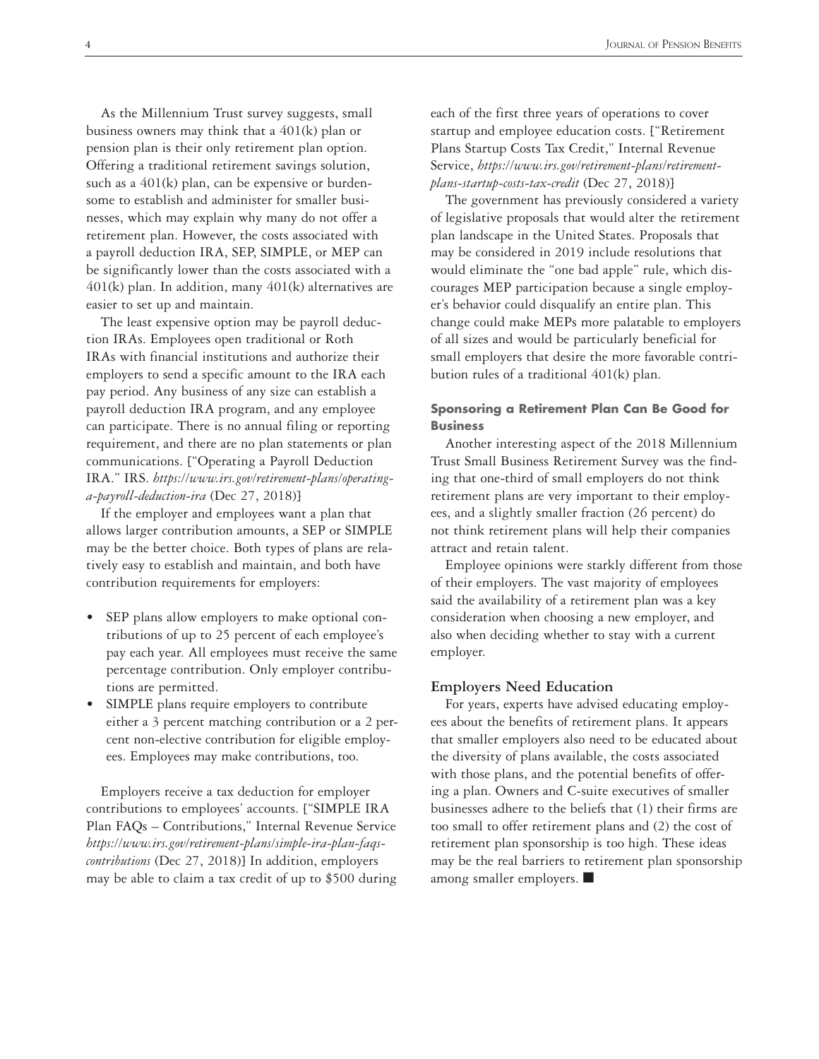As the Millennium Trust survey suggests, small business owners may think that a 401(k) plan or pension plan is their only retirement plan option. Offering a traditional retirement savings solution, such as a 401(k) plan, can be expensive or burdensome to establish and administer for smaller businesses, which may explain why many do not offer a retirement plan. However, the costs associated with a payroll deduction IRA, SEP, SIMPLE, or MEP can be significantly lower than the costs associated with a 401(k) plan. In addition, many 401(k) alternatives are easier to set up and maintain.

The least expensive option may be payroll deduction IRAs. Employees open traditional or Roth IRAs with financial institutions and authorize their employers to send a specific amount to the IRA each pay period. Any business of any size can establish a payroll deduction IRA program, and any employee can participate. There is no annual filing or reporting requirement, and there are no plan statements or plan communications. ["Operating a Payroll Deduction IRA." IRS. *https://www.irs.gov/retirement-plans/operating-a-payroll-deduction-ira* (Dec 27, 2018)]

If the employer and employees want a plan that allows larger contribution amounts, a SEP or SIMPLE may be the better choice. Both types of plans are relatively easy to establish and maintain, and both have contribution requirements for employers:

- SEP plans allow employers to make optional contributions of up to 25 percent of each employee's pay each year. All employees must receive the same percentage contribution. Only employer contributions are permitted.
- SIMPLE plans require employers to contribute either a 3 percent matching contribution or a 2 percent non-elective contribution for eligible employees. Employees may make contributions, too.

Employers receive a tax deduction for employer contributions to employees' accounts. ["SIMPLE IRA Plan FAQs – Contributions," Internal Revenue Service *https://www.irs.gov/retirement-plans/simple-ira-plan-faqs-contributions* (Dec 27, 2018)] In addition, employers may be able to claim a tax credit of up to $500 during each of the first three years of operations to cover startup and employee education costs. ["Retirement Plans Startup Costs Tax Credit," Internal Revenue Service, *https://www.irs.gov/retirement-plans/retirement-plans-startup-costs-tax-credit* (Dec 27, 2018)]

The government has previously considered a variety of legislative proposals that would alter the retirement plan landscape in the United States. Proposals that may be considered in 2019 include resolutions that would eliminate the "one bad apple" rule, which discourages MEP participation because a single employer's behavior could disqualify an entire plan. This change could make MEPs more palatable to employers of all sizes and would be particularly beneficial for small employers that desire the more favorable contribution rules of a traditional 401(k) plan.

### Sponsoring a Retirement Plan Can Be Good for Business

Another interesting aspect of the 2018 Millennium Trust Small Business Retirement Survey was the finding that one-third of small employers do not think retirement plans are very important to their employees, and a slightly smaller fraction (26 percent) do not think retirement plans will help their companies attract and retain talent.

Employee opinions were starkly different from those of their employers. The vast majority of employees said the availability of a retirement plan was a key consideration when choosing a new employer, and also when deciding whether to stay with a current employer.

## Employers Need Education

For years, experts have advised educating employees about the benefits of retirement plans. It appears that smaller employers also need to be educated about the diversity of plans available, the costs associated with those plans, and the potential benefits of offering a plan. Owners and C-suite executives of smaller businesses adhere to the beliefs that (1) their firms are too small to offer retirement plans and (2) the cost of retirement plan sponsorship is too high. These ideas may be the real barriers to retirement plan sponsorship among smaller employers. ■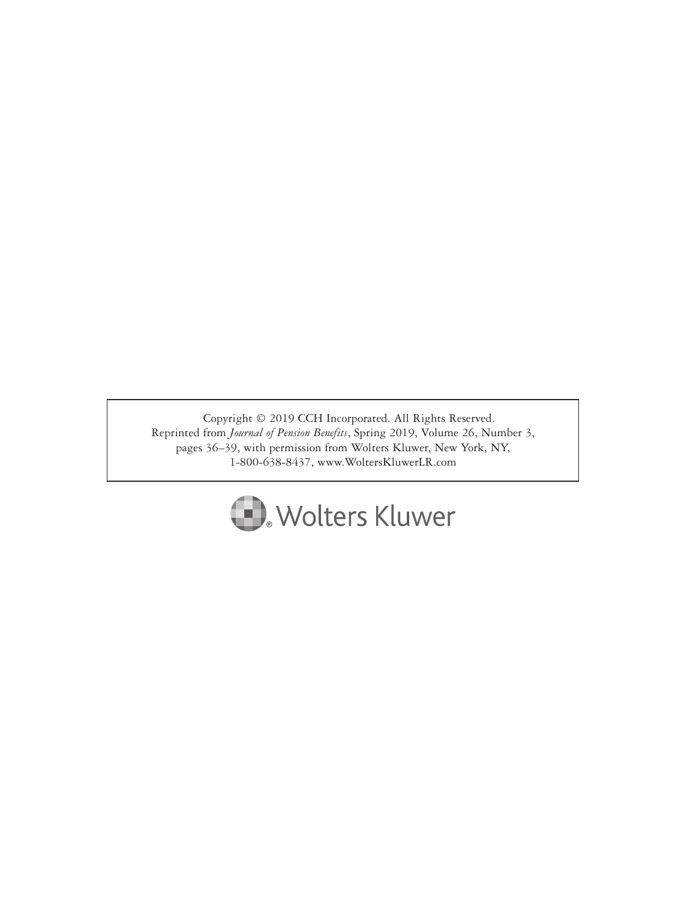Copyright © 2019 CCH Incorporated. All Rights Reserved.
Reprinted from *Journal of Pension Benefits*, Spring 2019, Volume 26, Number 3, pages 36–39, with permission from Wolters Kluwer, New York, NY, 1-800-638-8437, www.WoltersKluwerLR.com

Wolters Kluwer